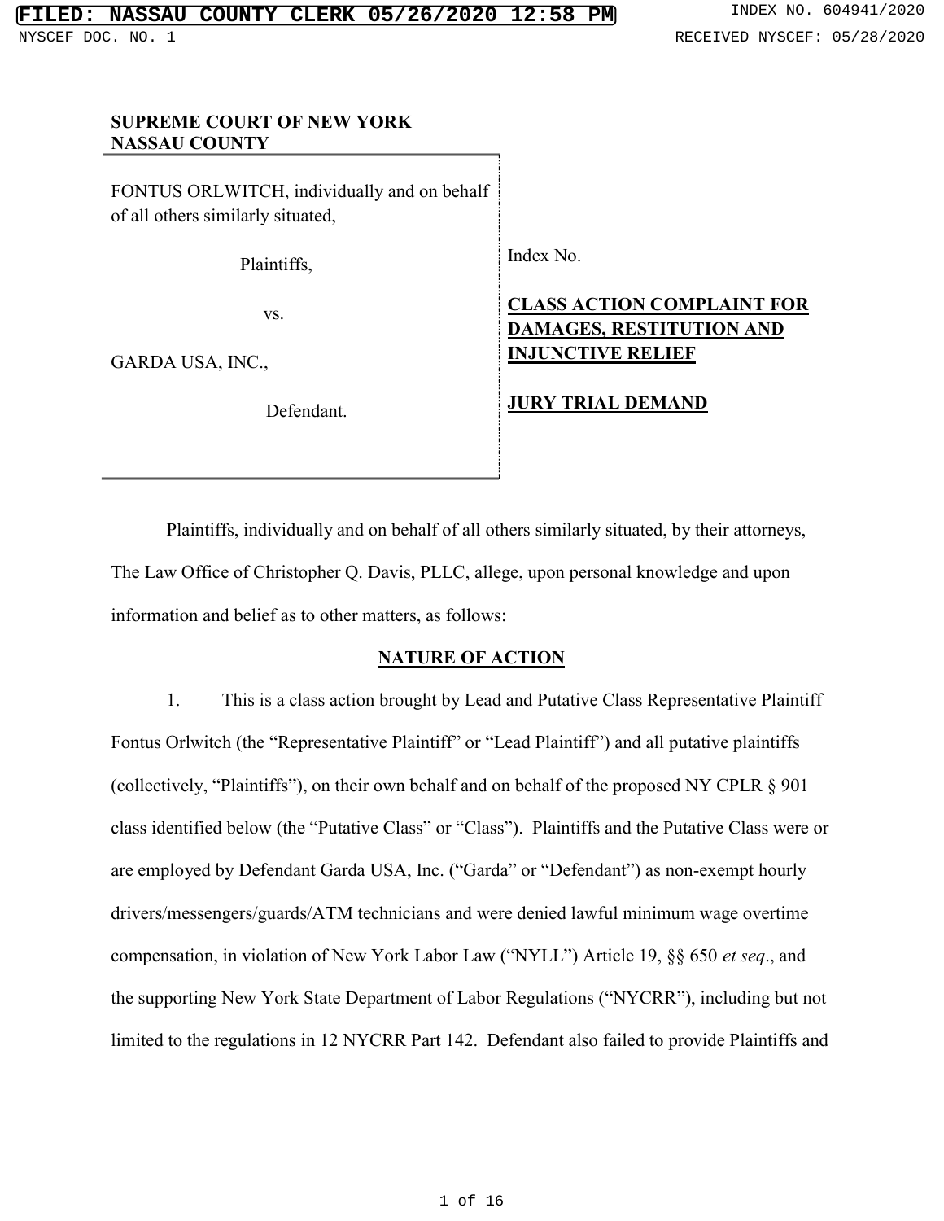FILED: NASSAU COUNTY CLERK 05/26/2020 12:58 PM

INDEX NO. 604941/2020

NYSCEF DOC. NO. 1

RECEIVED NYSCEF: 05/28/2020

**SUPREME COURT OF NEW YORK**
**NASSAU COUNTY**

FONTUS ORLWITCH, individually and on behalf of all others similarly situated,

Plaintiffs,

vs.

GARDA USA, INC.,

Defendant.

Index No.

**CLASS ACTION COMPLAINT FOR DAMAGES, RESTITUTION AND INJUNCTIVE RELIEF**

**JURY TRIAL DEMAND**

Plaintiffs, individually and on behalf of all others similarly situated, by their attorneys, The Law Office of Christopher Q. Davis, PLLC, allege, upon personal knowledge and upon information and belief as to other matters, as follows:

## NATURE OF ACTION

1. This is a class action brought by Lead and Putative Class Representative Plaintiff Fontus Orlwitch (the "Representative Plaintiff" or "Lead Plaintiff") and all putative plaintiffs (collectively, "Plaintiffs"), on their own behalf and on behalf of the proposed NY CPLR § 901 class identified below (the "Putative Class" or "Class"). Plaintiffs and the Putative Class were or are employed by Defendant Garda USA, Inc. ("Garda" or "Defendant") as non-exempt hourly drivers/messengers/guards/ATM technicians and were denied lawful minimum wage overtime compensation, in violation of New York Labor Law ("NYLL") Article 19, §§ 650 *et seq*., and the supporting New York State Department of Labor Regulations ("NYCRR"), including but not limited to the regulations in 12 NYCRR Part 142. Defendant also failed to provide Plaintiffs and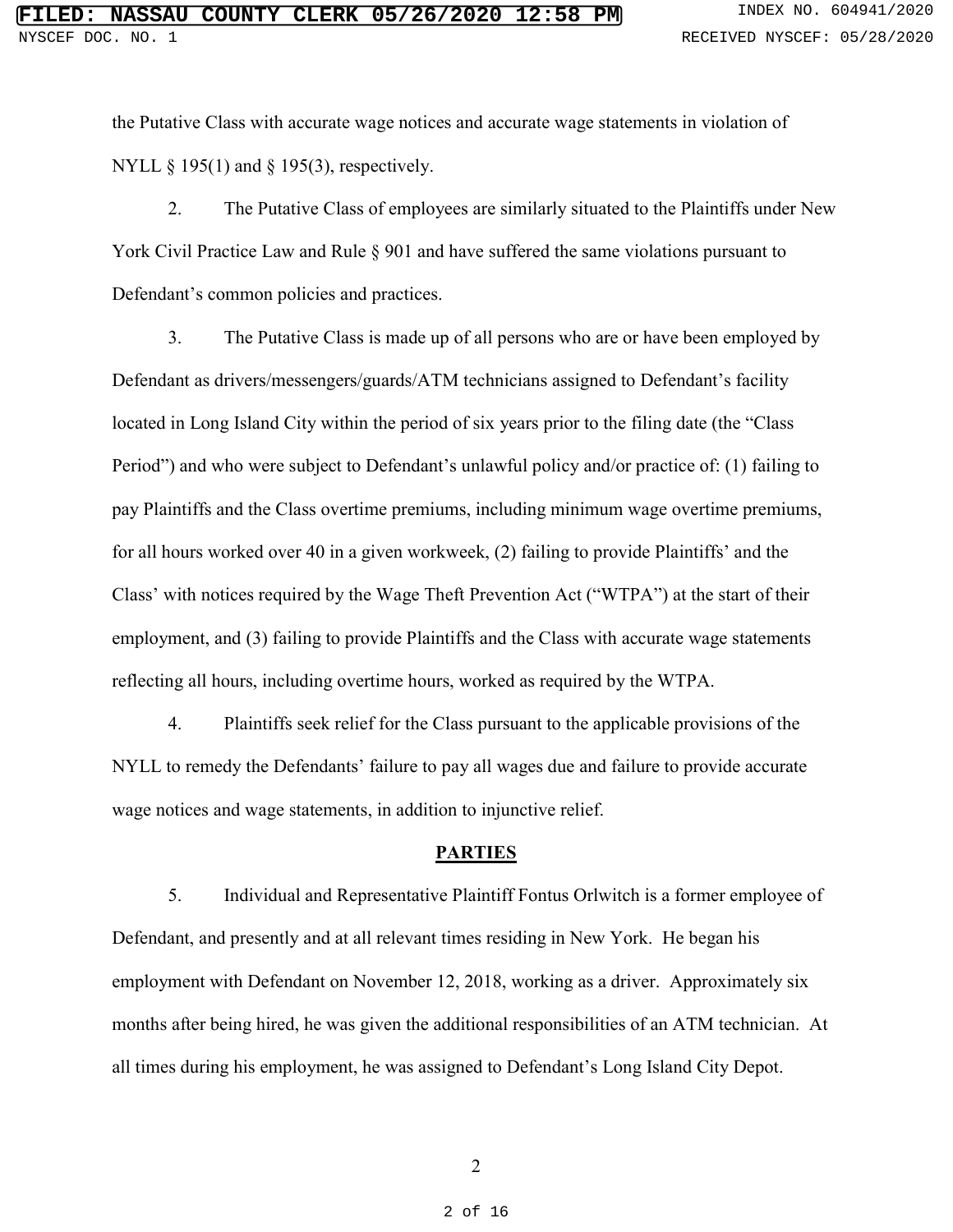the Putative Class with accurate wage notices and accurate wage statements in violation of NYLL § 195(1) and § 195(3), respectively.

2. The Putative Class of employees are similarly situated to the Plaintiffs under New York Civil Practice Law and Rule § 901 and have suffered the same violations pursuant to Defendant's common policies and practices.

3. The Putative Class is made up of all persons who are or have been employed by Defendant as drivers/messengers/guards/ATM technicians assigned to Defendant's facility located in Long Island City within the period of six years prior to the filing date (the "Class Period") and who were subject to Defendant's unlawful policy and/or practice of: (1) failing to pay Plaintiffs and the Class overtime premiums, including minimum wage overtime premiums, for all hours worked over 40 in a given workweek, (2) failing to provide Plaintiffs' and the Class' with notices required by the Wage Theft Prevention Act ("WTPA") at the start of their employment, and (3) failing to provide Plaintiffs and the Class with accurate wage statements reflecting all hours, including overtime hours, worked as required by the WTPA.

4. Plaintiffs seek relief for the Class pursuant to the applicable provisions of the NYLL to remedy the Defendants' failure to pay all wages due and failure to provide accurate wage notices and wage statements, in addition to injunctive relief.

## PARTIES

5. Individual and Representative Plaintiff Fontus Orlwitch is a former employee of Defendant, and presently and at all relevant times residing in New York. He began his employment with Defendant on November 12, 2018, working as a driver. Approximately six months after being hired, he was given the additional responsibilities of an ATM technician. At all times during his employment, he was assigned to Defendant's Long Island City Depot.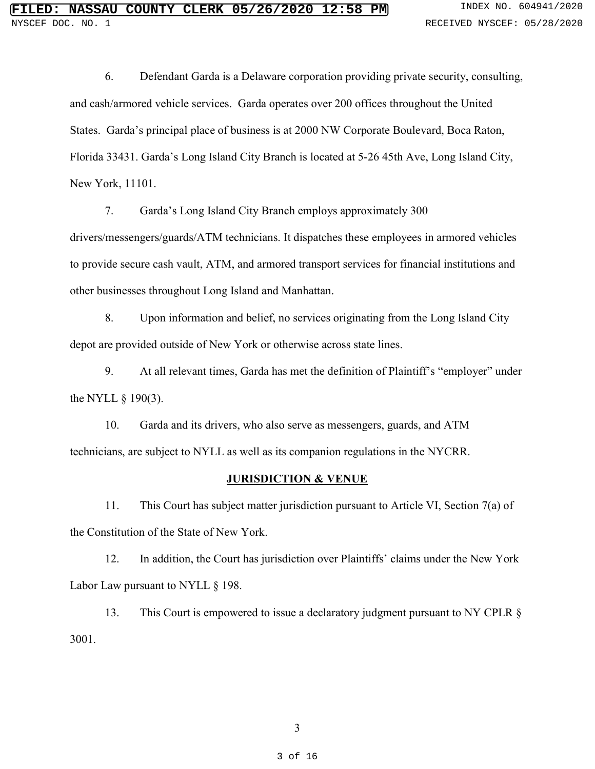6. Defendant Garda is a Delaware corporation providing private security, consulting, and cash/armored vehicle services. Garda operates over 200 offices throughout the United States. Garda's principal place of business is at 2000 NW Corporate Boulevard, Boca Raton, Florida 33431. Garda's Long Island City Branch is located at 5-26 45th Ave, Long Island City, New York, 11101.

7. Garda's Long Island City Branch employs approximately 300 drivers/messengers/guards/ATM technicians. It dispatches these employees in armored vehicles to provide secure cash vault, ATM, and armored transport services for financial institutions and other businesses throughout Long Island and Manhattan.

8. Upon information and belief, no services originating from the Long Island City depot are provided outside of New York or otherwise across state lines.

9. At all relevant times, Garda has met the definition of Plaintiff's "employer" under the NYLL § 190(3).

10. Garda and its drivers, who also serve as messengers, guards, and ATM technicians, are subject to NYLL as well as its companion regulations in the NYCRR.

## JURISDICTION & VENUE

11. This Court has subject matter jurisdiction pursuant to Article VI, Section 7(a) of the Constitution of the State of New York.

12. In addition, the Court has jurisdiction over Plaintiffs' claims under the New York Labor Law pursuant to NYLL § 198.

13. This Court is empowered to issue a declaratory judgment pursuant to NY CPLR § 3001.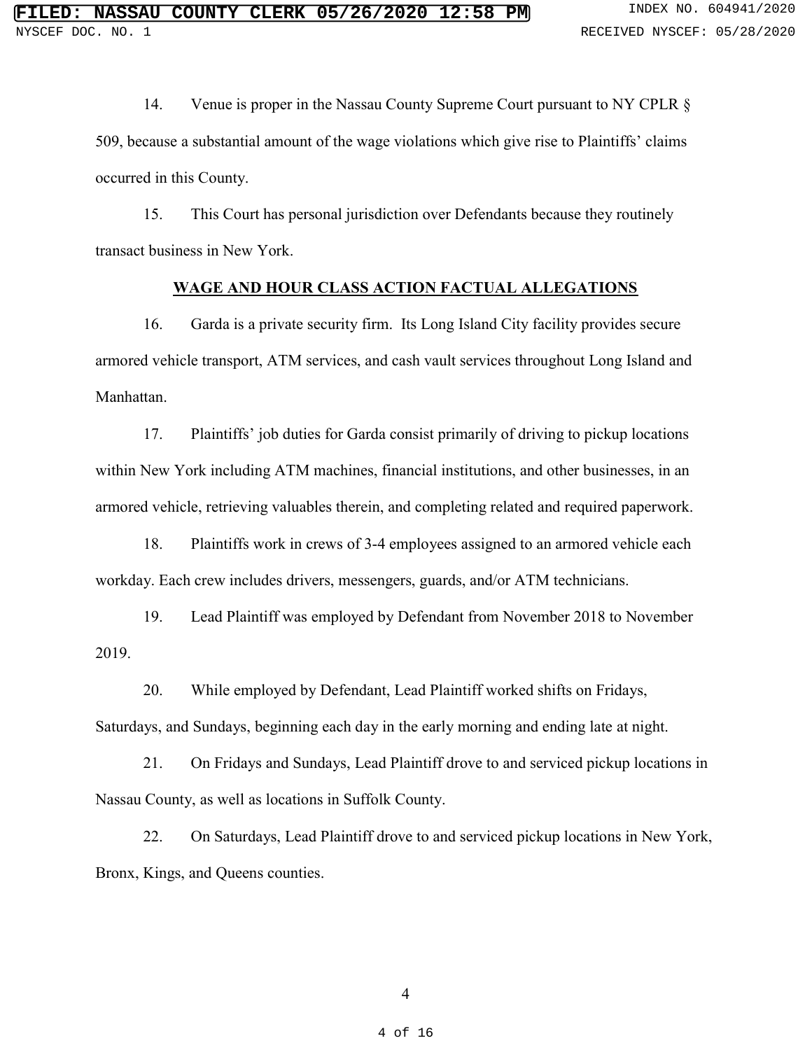14. Venue is proper in the Nassau County Supreme Court pursuant to NY CPLR § 509, because a substantial amount of the wage violations which give rise to Plaintiffs' claims occurred in this County.

15. This Court has personal jurisdiction over Defendants because they routinely transact business in New York.

## WAGE AND HOUR CLASS ACTION FACTUAL ALLEGATIONS

16. Garda is a private security firm. Its Long Island City facility provides secure armored vehicle transport, ATM services, and cash vault services throughout Long Island and Manhattan.

17. Plaintiffs' job duties for Garda consist primarily of driving to pickup locations within New York including ATM machines, financial institutions, and other businesses, in an armored vehicle, retrieving valuables therein, and completing related and required paperwork.

18. Plaintiffs work in crews of 3-4 employees assigned to an armored vehicle each workday. Each crew includes drivers, messengers, guards, and/or ATM technicians.

19. Lead Plaintiff was employed by Defendant from November 2018 to November 2019.

20. While employed by Defendant, Lead Plaintiff worked shifts on Fridays, Saturdays, and Sundays, beginning each day in the early morning and ending late at night.

21. On Fridays and Sundays, Lead Plaintiff drove to and serviced pickup locations in Nassau County, as well as locations in Suffolk County.

22. On Saturdays, Lead Plaintiff drove to and serviced pickup locations in New York, Bronx, Kings, and Queens counties.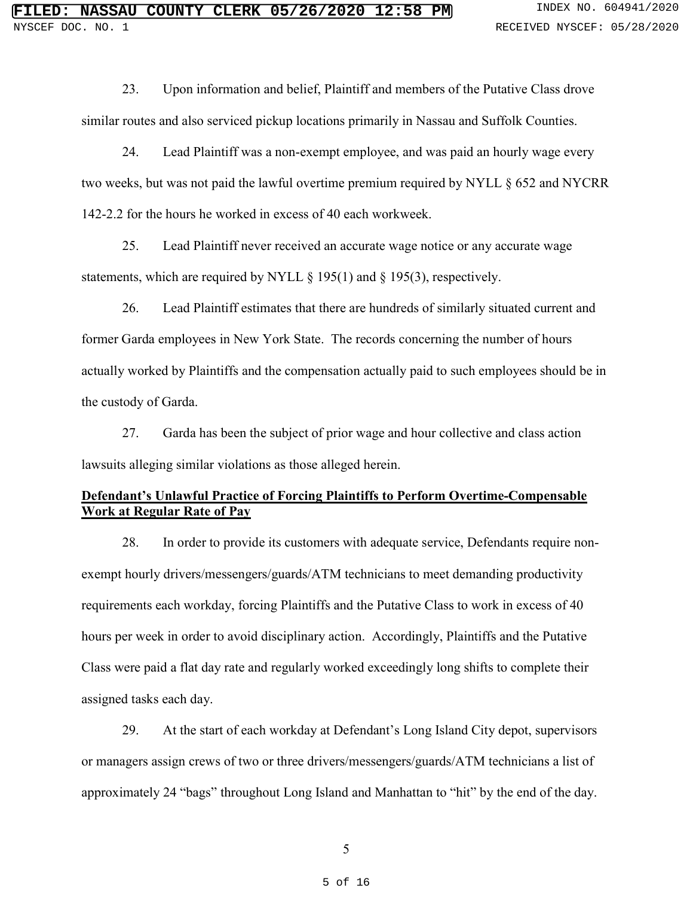23. Upon information and belief, Plaintiff and members of the Putative Class drove similar routes and also serviced pickup locations primarily in Nassau and Suffolk Counties.

24. Lead Plaintiff was a non-exempt employee, and was paid an hourly wage every two weeks, but was not paid the lawful overtime premium required by NYLL § 652 and NYCRR 142-2.2 for the hours he worked in excess of 40 each workweek.

25. Lead Plaintiff never received an accurate wage notice or any accurate wage statements, which are required by NYLL § 195(1) and § 195(3), respectively.

26. Lead Plaintiff estimates that there are hundreds of similarly situated current and former Garda employees in New York State. The records concerning the number of hours actually worked by Plaintiffs and the compensation actually paid to such employees should be in the custody of Garda.

27. Garda has been the subject of prior wage and hour collective and class action lawsuits alleging similar violations as those alleged herein.

**Defendant's Unlawful Practice of Forcing Plaintiffs to Perform Overtime-Compensable Work at Regular Rate of Pay**

28. In order to provide its customers with adequate service, Defendants require non-exempt hourly drivers/messengers/guards/ATM technicians to meet demanding productivity requirements each workday, forcing Plaintiffs and the Putative Class to work in excess of 40 hours per week in order to avoid disciplinary action. Accordingly, Plaintiffs and the Putative Class were paid a flat day rate and regularly worked exceedingly long shifts to complete their assigned tasks each day.

29. At the start of each workday at Defendant's Long Island City depot, supervisors or managers assign crews of two or three drivers/messengers/guards/ATM technicians a list of approximately 24 "bags" throughout Long Island and Manhattan to "hit" by the end of the day.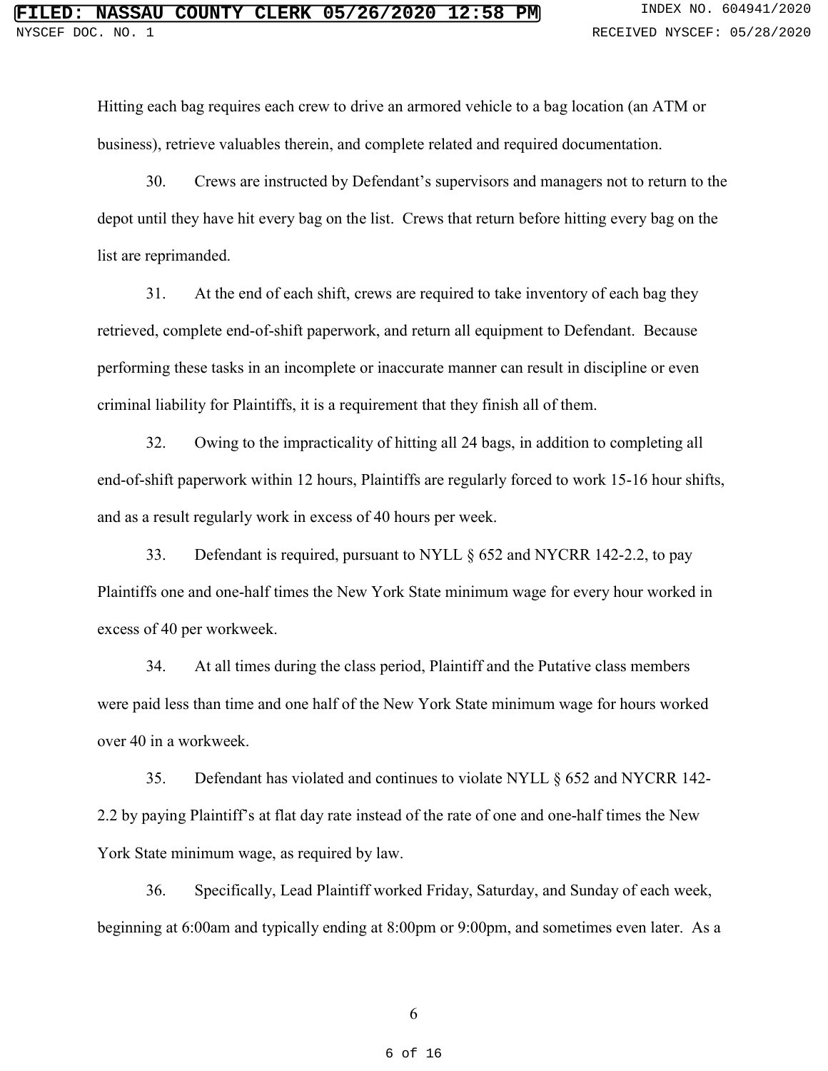Hitting each bag requires each crew to drive an armored vehicle to a bag location (an ATM or business), retrieve valuables therein, and complete related and required documentation.

30. Crews are instructed by Defendant's supervisors and managers not to return to the depot until they have hit every bag on the list. Crews that return before hitting every bag on the list are reprimanded.

31. At the end of each shift, crews are required to take inventory of each bag they retrieved, complete end-of-shift paperwork, and return all equipment to Defendant. Because performing these tasks in an incomplete or inaccurate manner can result in discipline or even criminal liability for Plaintiffs, it is a requirement that they finish all of them.

32. Owing to the impracticality of hitting all 24 bags, in addition to completing all end-of-shift paperwork within 12 hours, Plaintiffs are regularly forced to work 15-16 hour shifts, and as a result regularly work in excess of 40 hours per week.

33. Defendant is required, pursuant to NYLL § 652 and NYCRR 142-2.2, to pay Plaintiffs one and one-half times the New York State minimum wage for every hour worked in excess of 40 per workweek.

34. At all times during the class period, Plaintiff and the Putative class members were paid less than time and one half of the New York State minimum wage for hours worked over 40 in a workweek.

35. Defendant has violated and continues to violate NYLL § 652 and NYCRR 142-2.2 by paying Plaintiff's at flat day rate instead of the rate of one and one-half times the New York State minimum wage, as required by law.

36. Specifically, Lead Plaintiff worked Friday, Saturday, and Sunday of each week, beginning at 6:00am and typically ending at 8:00pm or 9:00pm, and sometimes even later. As a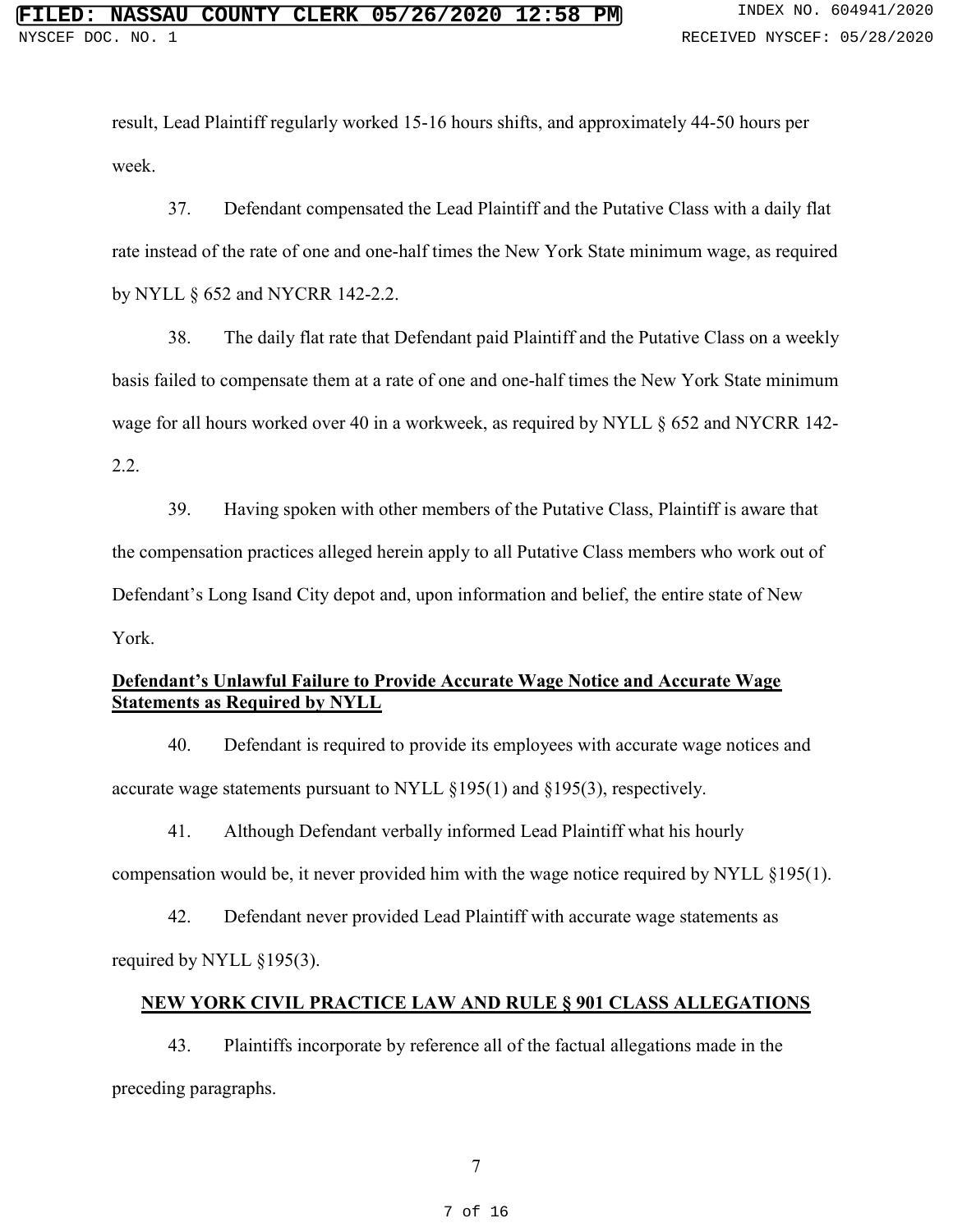result, Lead Plaintiff regularly worked 15-16 hours shifts, and approximately 44-50 hours per week.

37. Defendant compensated the Lead Plaintiff and the Putative Class with a daily flat rate instead of the rate of one and one-half times the New York State minimum wage, as required by NYLL § 652 and NYCRR 142-2.2.

38. The daily flat rate that Defendant paid Plaintiff and the Putative Class on a weekly basis failed to compensate them at a rate of one and one-half times the New York State minimum wage for all hours worked over 40 in a workweek, as required by NYLL § 652 and NYCRR 142-2.2.

39. Having spoken with other members of the Putative Class, Plaintiff is aware that the compensation practices alleged herein apply to all Putative Class members who work out of Defendant's Long Isand City depot and, upon information and belief, the entire state of New York.

**Defendant's Unlawful Failure to Provide Accurate Wage Notice and Accurate Wage Statements as Required by NYLL**

40. Defendant is required to provide its employees with accurate wage notices and accurate wage statements pursuant to NYLL §195(1) and §195(3), respectively.

41. Although Defendant verbally informed Lead Plaintiff what his hourly compensation would be, it never provided him with the wage notice required by NYLL §195(1).

42. Defendant never provided Lead Plaintiff with accurate wage statements as required by NYLL §195(3).

## NEW YORK CIVIL PRACTICE LAW AND RULE § 901 CLASS ALLEGATIONS

43. Plaintiffs incorporate by reference all of the factual allegations made in the preceding paragraphs.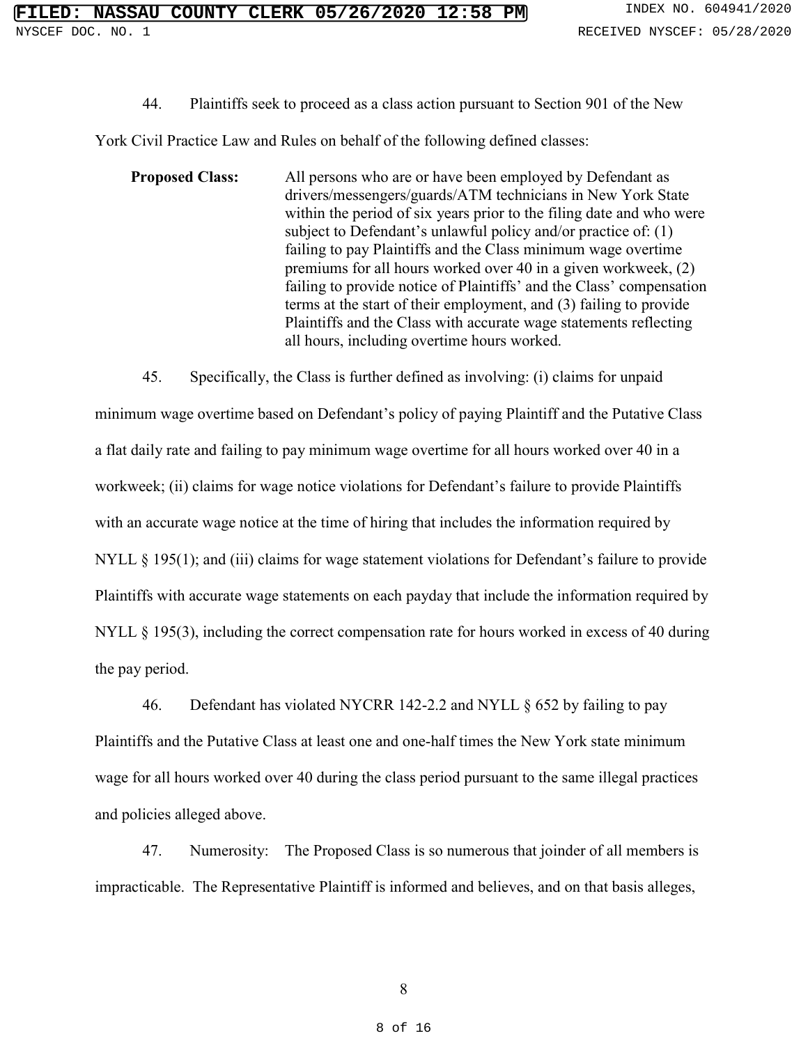44. Plaintiffs seek to proceed as a class action pursuant to Section 901 of the New York Civil Practice Law and Rules on behalf of the following defined classes:

**Proposed Class:** All persons who are or have been employed by Defendant as drivers/messengers/guards/ATM technicians in New York State within the period of six years prior to the filing date and who were subject to Defendant's unlawful policy and/or practice of: (1) failing to pay Plaintiffs and the Class minimum wage overtime premiums for all hours worked over 40 in a given workweek, (2) failing to provide notice of Plaintiffs' and the Class' compensation terms at the start of their employment, and (3) failing to provide Plaintiffs and the Class with accurate wage statements reflecting all hours, including overtime hours worked.

45. Specifically, the Class is further defined as involving: (i) claims for unpaid minimum wage overtime based on Defendant's policy of paying Plaintiff and the Putative Class a flat daily rate and failing to pay minimum wage overtime for all hours worked over 40 in a workweek; (ii) claims for wage notice violations for Defendant's failure to provide Plaintiffs with an accurate wage notice at the time of hiring that includes the information required by NYLL § 195(1); and (iii) claims for wage statement violations for Defendant's failure to provide Plaintiffs with accurate wage statements on each payday that include the information required by NYLL § 195(3), including the correct compensation rate for hours worked in excess of 40 during the pay period.

46. Defendant has violated NYCRR 142-2.2 and NYLL § 652 by failing to pay Plaintiffs and the Putative Class at least one and one-half times the New York state minimum wage for all hours worked over 40 during the class period pursuant to the same illegal practices and policies alleged above.

47. Numerosity: The Proposed Class is so numerous that joinder of all members is impracticable. The Representative Plaintiff is informed and believes, and on that basis alleges,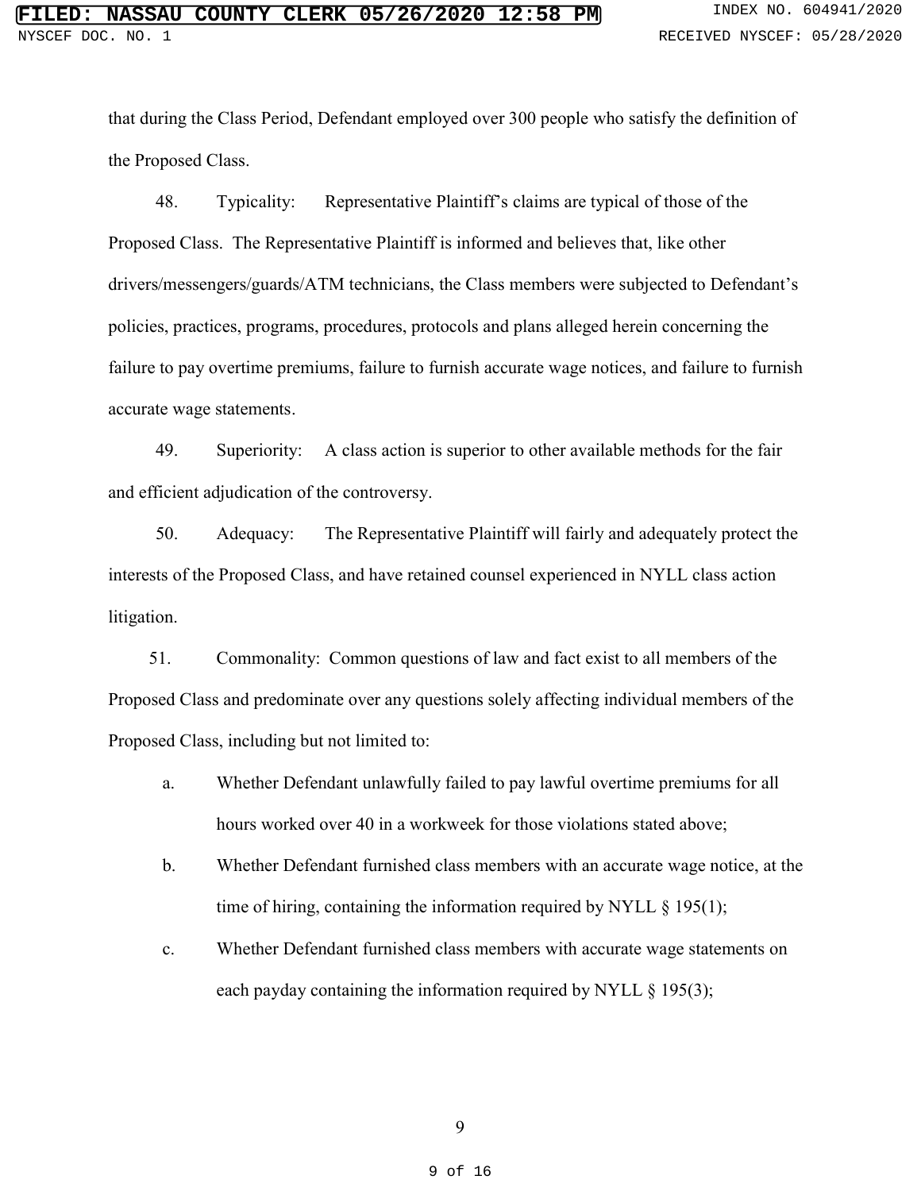that during the Class Period, Defendant employed over 300 people who satisfy the definition of the Proposed Class.

48. Typicality: Representative Plaintiff's claims are typical of those of the Proposed Class. The Representative Plaintiff is informed and believes that, like other drivers/messengers/guards/ATM technicians, the Class members were subjected to Defendant's policies, practices, programs, procedures, protocols and plans alleged herein concerning the failure to pay overtime premiums, failure to furnish accurate wage notices, and failure to furnish accurate wage statements.

49. Superiority: A class action is superior to other available methods for the fair and efficient adjudication of the controversy.

50. Adequacy: The Representative Plaintiff will fairly and adequately protect the interests of the Proposed Class, and have retained counsel experienced in NYLL class action litigation.

51. Commonality: Common questions of law and fact exist to all members of the Proposed Class and predominate over any questions solely affecting individual members of the Proposed Class, including but not limited to:

a. Whether Defendant unlawfully failed to pay lawful overtime premiums for all hours worked over 40 in a workweek for those violations stated above;

b. Whether Defendant furnished class members with an accurate wage notice, at the time of hiring, containing the information required by NYLL § 195(1);

c. Whether Defendant furnished class members with accurate wage statements on each payday containing the information required by NYLL § 195(3);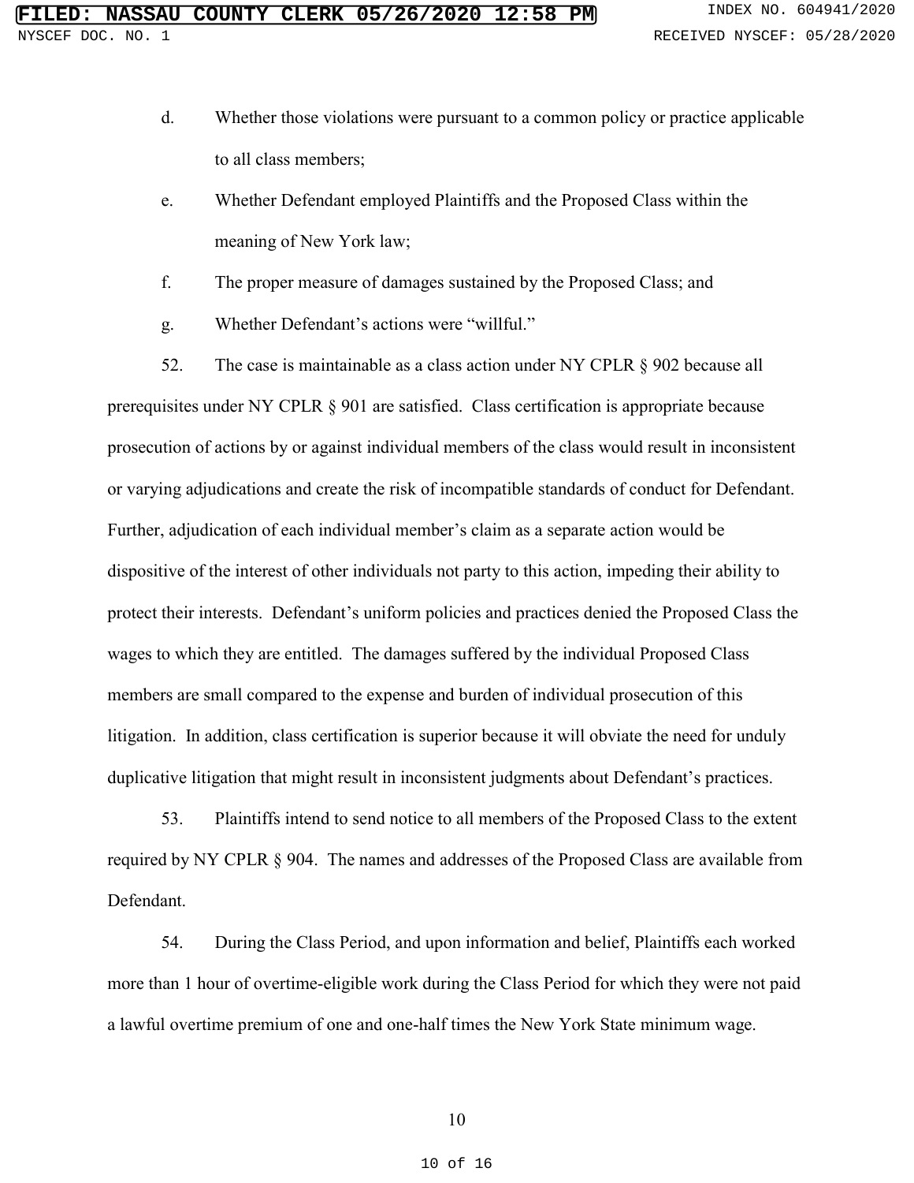d. Whether those violations were pursuant to a common policy or practice applicable to all class members;

e. Whether Defendant employed Plaintiffs and the Proposed Class within the meaning of New York law;

f. The proper measure of damages sustained by the Proposed Class; and

g. Whether Defendant's actions were "willful."

52. The case is maintainable as a class action under NY CPLR § 902 because all prerequisites under NY CPLR § 901 are satisfied. Class certification is appropriate because prosecution of actions by or against individual members of the class would result in inconsistent or varying adjudications and create the risk of incompatible standards of conduct for Defendant. Further, adjudication of each individual member's claim as a separate action would be dispositive of the interest of other individuals not party to this action, impeding their ability to protect their interests. Defendant's uniform policies and practices denied the Proposed Class the wages to which they are entitled. The damages suffered by the individual Proposed Class members are small compared to the expense and burden of individual prosecution of this litigation. In addition, class certification is superior because it will obviate the need for unduly duplicative litigation that might result in inconsistent judgments about Defendant's practices.

53. Plaintiffs intend to send notice to all members of the Proposed Class to the extent required by NY CPLR § 904. The names and addresses of the Proposed Class are available from Defendant.

54. During the Class Period, and upon information and belief, Plaintiffs each worked more than 1 hour of overtime-eligible work during the Class Period for which they were not paid a lawful overtime premium of one and one-half times the New York State minimum wage.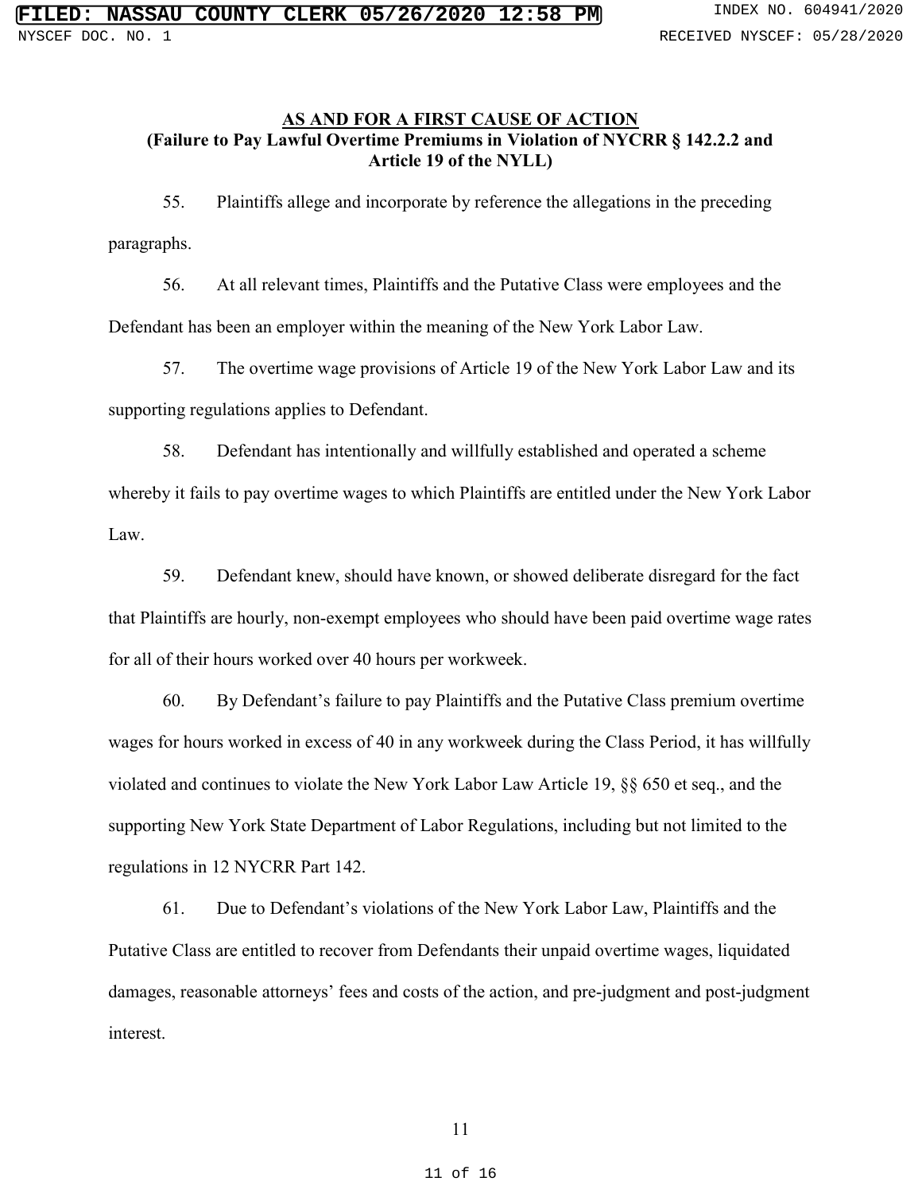**AS AND FOR A FIRST CAUSE OF ACTION**
**(Failure to Pay Lawful Overtime Premiums in Violation of NYCRR § 142.2.2 and Article 19 of the NYLL)**

55. Plaintiffs allege and incorporate by reference the allegations in the preceding paragraphs.

56. At all relevant times, Plaintiffs and the Putative Class were employees and the Defendant has been an employer within the meaning of the New York Labor Law.

57. The overtime wage provisions of Article 19 of the New York Labor Law and its supporting regulations applies to Defendant.

58. Defendant has intentionally and willfully established and operated a scheme whereby it fails to pay overtime wages to which Plaintiffs are entitled under the New York Labor Law.

59. Defendant knew, should have known, or showed deliberate disregard for the fact that Plaintiffs are hourly, non-exempt employees who should have been paid overtime wage rates for all of their hours worked over 40 hours per workweek.

60. By Defendant's failure to pay Plaintiffs and the Putative Class premium overtime wages for hours worked in excess of 40 in any workweek during the Class Period, it has willfully violated and continues to violate the New York Labor Law Article 19, §§ 650 et seq., and the supporting New York State Department of Labor Regulations, including but not limited to the regulations in 12 NYCRR Part 142.

61. Due to Defendant's violations of the New York Labor Law, Plaintiffs and the Putative Class are entitled to recover from Defendants their unpaid overtime wages, liquidated damages, reasonable attorneys' fees and costs of the action, and pre-judgment and post-judgment interest.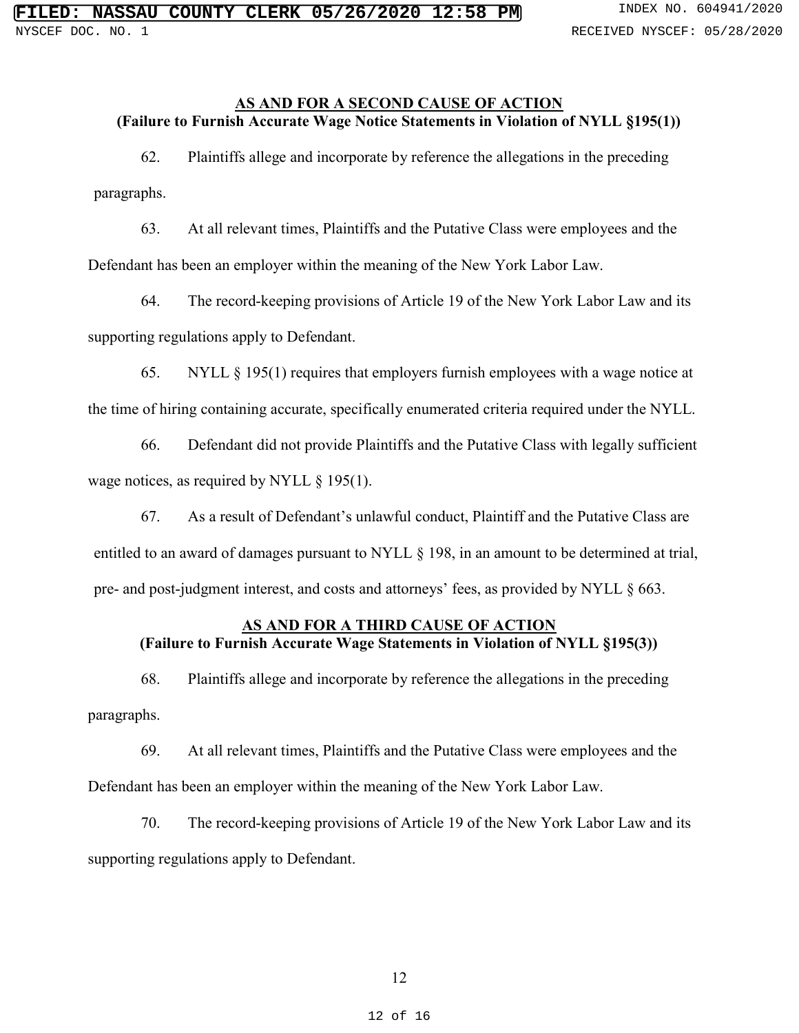**AS AND FOR A SECOND CAUSE OF ACTION**
**(Failure to Furnish Accurate Wage Notice Statements in Violation of NYLL §195(1))**

62. Plaintiffs allege and incorporate by reference the allegations in the preceding paragraphs.

63. At all relevant times, Plaintiffs and the Putative Class were employees and the Defendant has been an employer within the meaning of the New York Labor Law.

64. The record-keeping provisions of Article 19 of the New York Labor Law and its supporting regulations apply to Defendant.

65. NYLL § 195(1) requires that employers furnish employees with a wage notice at the time of hiring containing accurate, specifically enumerated criteria required under the NYLL.

66. Defendant did not provide Plaintiffs and the Putative Class with legally sufficient wage notices, as required by NYLL § 195(1).

67. As a result of Defendant's unlawful conduct, Plaintiff and the Putative Class are entitled to an award of damages pursuant to NYLL § 198, in an amount to be determined at trial, pre- and post-judgment interest, and costs and attorneys' fees, as provided by NYLL § 663.

**AS AND FOR A THIRD CAUSE OF ACTION**
**(Failure to Furnish Accurate Wage Statements in Violation of NYLL §195(3))**

68. Plaintiffs allege and incorporate by reference the allegations in the preceding paragraphs.

69. At all relevant times, Plaintiffs and the Putative Class were employees and the Defendant has been an employer within the meaning of the New York Labor Law.

70. The record-keeping provisions of Article 19 of the New York Labor Law and its supporting regulations apply to Defendant.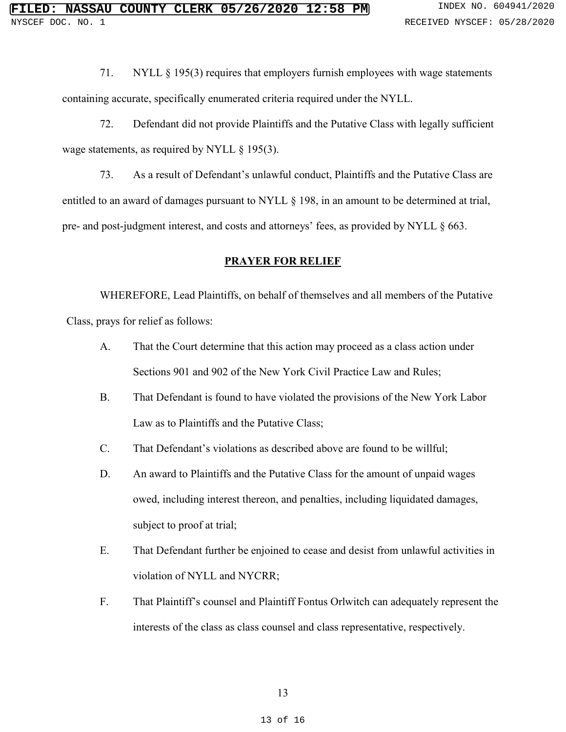71. NYLL § 195(3) requires that employers furnish employees with wage statements containing accurate, specifically enumerated criteria required under the NYLL.

72. Defendant did not provide Plaintiffs and the Putative Class with legally sufficient wage statements, as required by NYLL § 195(3).

73. As a result of Defendant's unlawful conduct, Plaintiffs and the Putative Class are entitled to an award of damages pursuant to NYLL § 198, in an amount to be determined at trial, pre- and post-judgment interest, and costs and attorneys' fees, as provided by NYLL § 663.

## PRAYER FOR RELIEF

WHEREFORE, Lead Plaintiffs, on behalf of themselves and all members of the Putative Class, prays for relief as follows:

A. That the Court determine that this action may proceed as a class action under Sections 901 and 902 of the New York Civil Practice Law and Rules;

B. That Defendant is found to have violated the provisions of the New York Labor Law as to Plaintiffs and the Putative Class;

C. That Defendant's violations as described above are found to be willful;

D. An award to Plaintiffs and the Putative Class for the amount of unpaid wages owed, including interest thereon, and penalties, including liquidated damages, subject to proof at trial;

E. That Defendant further be enjoined to cease and desist from unlawful activities in violation of NYLL and NYCRR;

F. That Plaintiff's counsel and Plaintiff Fontus Orlwitch can adequately represent the interests of the class as class counsel and class representative, respectively.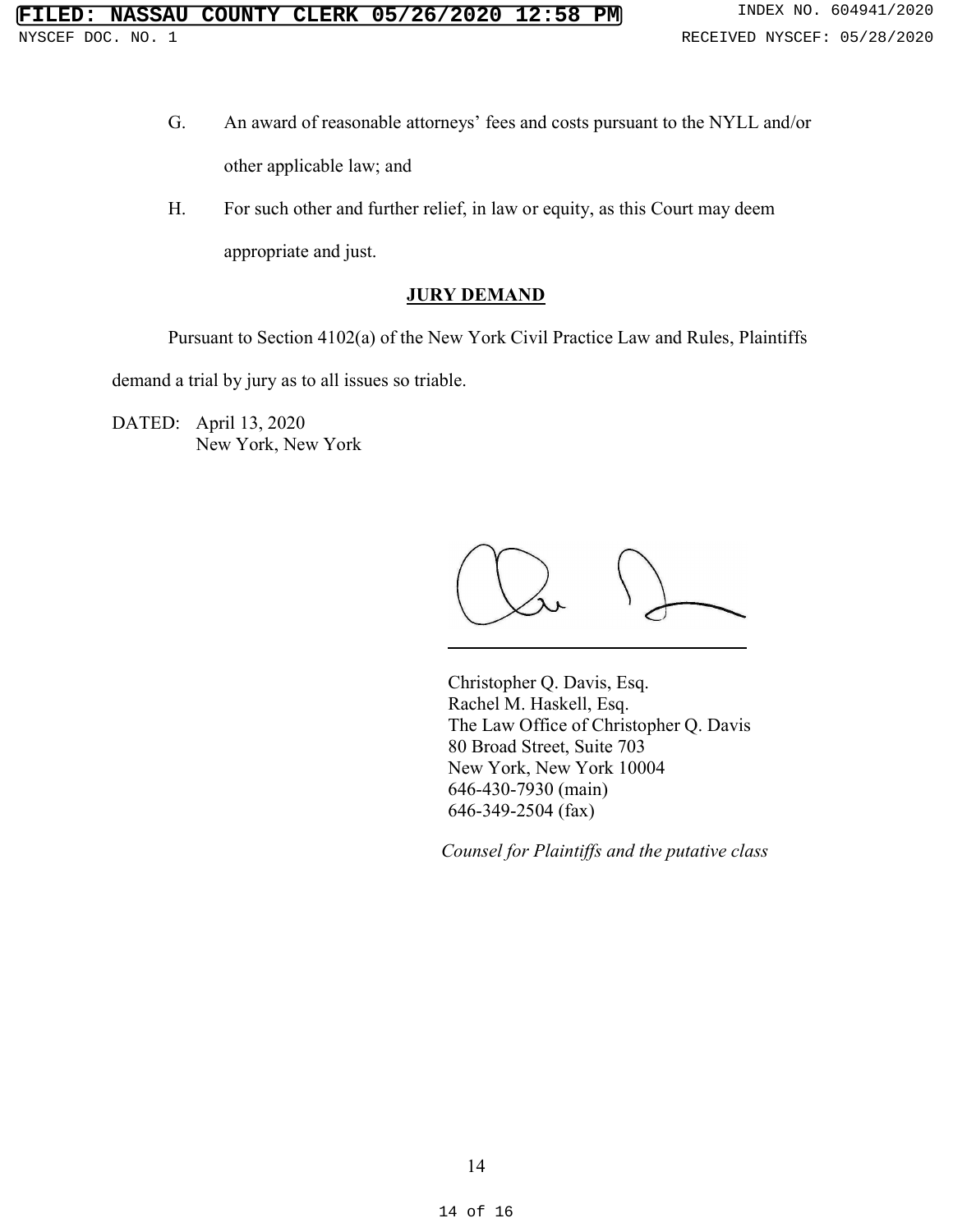G. An award of reasonable attorneys' fees and costs pursuant to the NYLL and/or other applicable law; and

H. For such other and further relief, in law or equity, as this Court may deem appropriate and just.

## **JURY DEMAND**

Pursuant to Section 4102(a) of the New York Civil Practice Law and Rules, Plaintiffs demand a trial by jury as to all issues so triable.

DATED: April 13, 2020
New York, New York

Christopher Q. Davis, Esq.
Rachel M. Haskell, Esq.
The Law Office of Christopher Q. Davis
80 Broad Street, Suite 703
New York, New York 10004
646-430-7930 (main)
646-349-2504 (fax)

*Counsel for Plaintiffs and the putative class*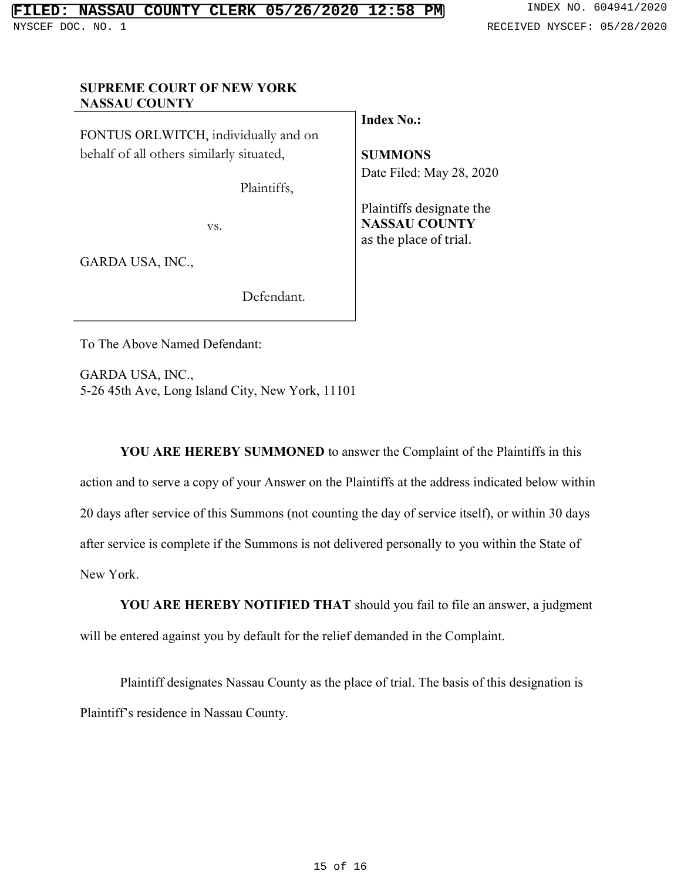FILED: NASSAU COUNTY CLERK 05/26/2020 12:58 PM INDEX NO. 604941/2020

NYSCEF DOC. NO. 1 RECEIVED NYSCEF: 05/28/2020

**SUPREME COURT OF NEW YORK**
**NASSAU COUNTY**

| | |
|---|---|
| FONTUS ORLWITCH, individually and on behalf of all others similarly situated,<br><br>Plaintiffs,<br><br>vs.<br><br>GARDA USA, INC.,<br><br>Defendant. | **Index No.:**<br><br>**SUMMONS**<br>Date Filed: May 28, 2020<br><br>Plaintiffs designate the **NASSAU COUNTY** as the place of trial. |

To The Above Named Defendant:

GARDA USA, INC.,
5-26 45th Ave, Long Island City, New York, 11101

**YOU ARE HEREBY SUMMONED** to answer the Complaint of the Plaintiffs in this action and to serve a copy of your Answer on the Plaintiffs at the address indicated below within 20 days after service of this Summons (not counting the day of service itself), or within 30 days after service is complete if the Summons is not delivered personally to you within the State of New York.

**YOU ARE HEREBY NOTIFIED THAT** should you fail to file an answer, a judgment will be entered against you by default for the relief demanded in the Complaint.

Plaintiff designates Nassau County as the place of trial. The basis of this designation is Plaintiff's residence in Nassau County.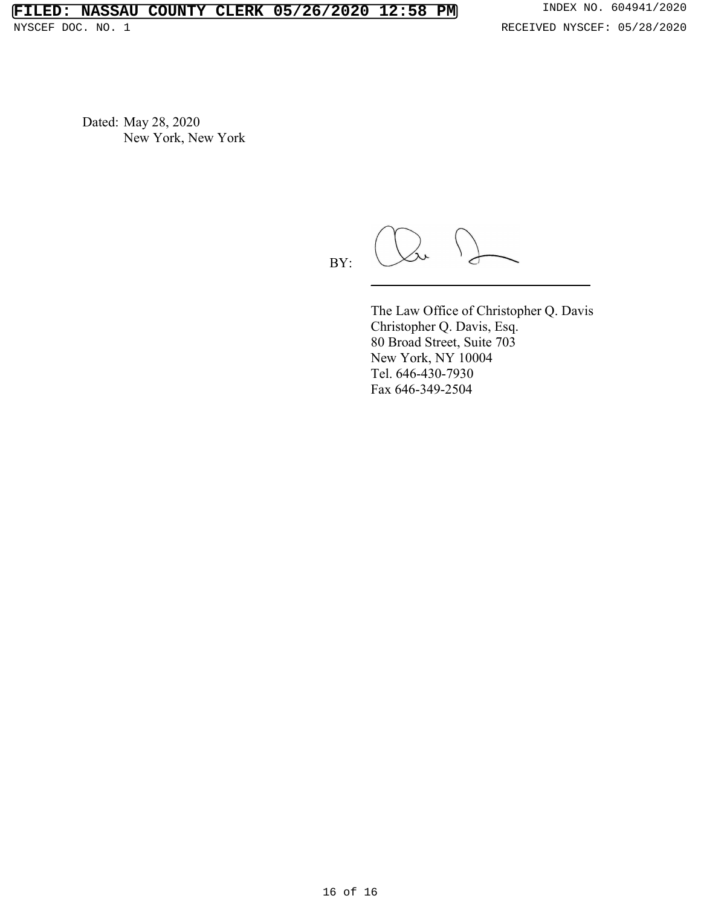Dated: May 28, 2020
New York, New York

BY: ______________________________

The Law Office of Christopher Q. Davis
Christopher Q. Davis, Esq.
80 Broad Street, Suite 703
New York, NY 10004
Tel. 646-430-7930
Fax 646-349-2504